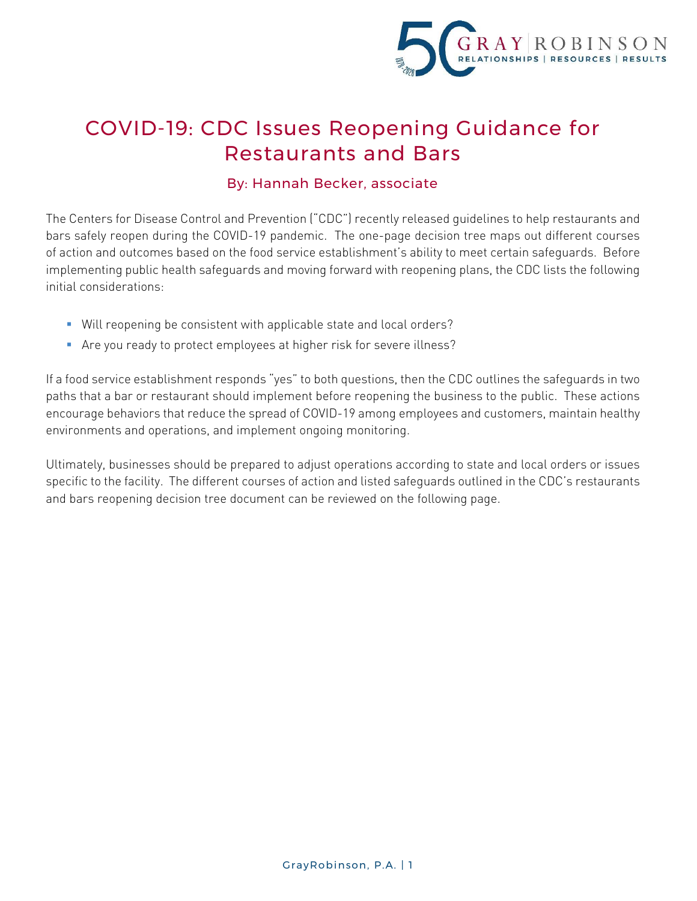# COVID-19: CDC Issues Reopening Guidance for Restaurants and Bars

### By: Hannah Becker, associate

The Centers for Disease Control and Prevention ("CDC") recently released guidelines to help restaurants and bars safely reopen during the COVID-19 pandemic. The one-page decision tree maps out different courses of action and outcomes based on the food service establishment's ability to meet certain safeguards. Before implementing public health safeguards and moving forward with reopening plans, the CDC lists the following initial considerations:

- Will reopening be consistent with applicable state and local orders?
- Are you ready to protect employees at higher risk for severe illness?

If a food service establishment responds "yes" to both questions, then the CDC outlines the safeguards in two paths that a bar or restaurant should implement before reopening the business to the public. These actions encourage behaviors that reduce the spread of COVID-19 among employees and customers, maintain healthy environments and operations, and implement ongoing monitoring.

Ultimately, businesses should be prepared to adjust operations according to state and local orders or issues specific to the facility. The different courses of action and listed safeguards outlined in the CDC's restaurants and bars reopening decision tree document can be reviewed on the following page.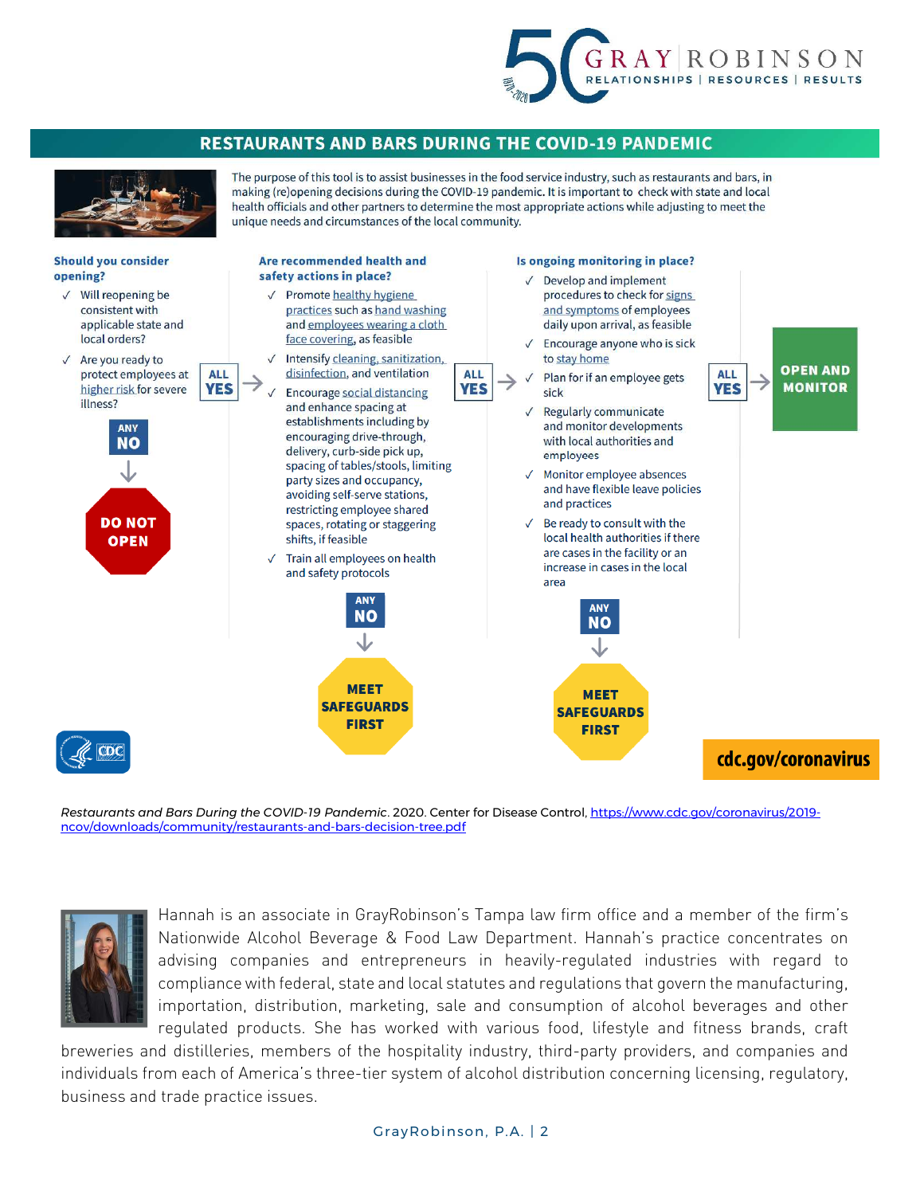## RESTAURANTS AND BARS DURING THE COVID-19 PANDEMIC

The purpose of this tool is to assist businesses in the food service industry, such as restaurants and bars, in making (re)opening decisions during the COVID-19 pandemic. It is important to check with state and local health officials and other partners to determine the most appropriate actions while adjusting to meet the unique needs and circumstances of the local community.

**Should you consider opening?**

- ✓ Will reopening be consistent with applicable state and local orders?
- ✓ Are you ready to protect employees at higher risk for severe illness?

**ANY NO** → **DO NOT OPEN**

**ALL YES** →

**Are recommended health and safety actions in place?**

- ✓ Promote healthy hygiene practices such as hand washing and employees wearing a cloth face covering, as feasible
- ✓ Intensify cleaning, sanitization, disinfection, and ventilation
- ✓ Encourage social distancing and enhance spacing at establishments including by encouraging drive-through, delivery, curb-side pick up, spacing of tables/stools, limiting party sizes and occupancy, avoiding self-serve stations, restricting employee shared spaces, rotating or staggering shifts, if feasible
- ✓ Train all employees on health and safety protocols

**ANY NO** → **MEET SAFEGUARDS FIRST**

**ALL YES** →

**Is ongoing monitoring in place?**

- ✓ Develop and implement procedures to check for signs and symptoms of employees daily upon arrival, as feasible
- ✓ Encourage anyone who is sick to stay home
- ✓ Plan for if an employee gets sick
- ✓ Regularly communicate and monitor developments with local authorities and employees
- ✓ Monitor employee absences and have flexible leave policies and practices
- ✓ Be ready to consult with the local health authorities if there are cases in the facility or an increase in cases in the local area

**ANY NO** → **MEET SAFEGUARDS FIRST**

**ALL YES** → **OPEN AND MONITOR**

cdc.gov/coronavirus

*Restaurants and Bars During the COVID-19 Pandemic*. 2020. Center for Disease Control, https://www.cdc.gov/coronavirus/2019-ncov/downloads/community/restaurants-and-bars-decision-tree.pdf

Hannah is an associate in GrayRobinson's Tampa law firm office and a member of the firm's Nationwide Alcohol Beverage & Food Law Department. Hannah's practice concentrates on advising companies and entrepreneurs in heavily-regulated industries with regard to compliance with federal, state and local statutes and regulations that govern the manufacturing, importation, distribution, marketing, sale and consumption of alcohol beverages and other regulated products. She has worked with various food, lifestyle and fitness brands, craft breweries and distilleries, members of the hospitality industry, third-party providers, and companies and individuals from each of America's three-tier system of alcohol distribution concerning licensing, regulatory, business and trade practice issues.